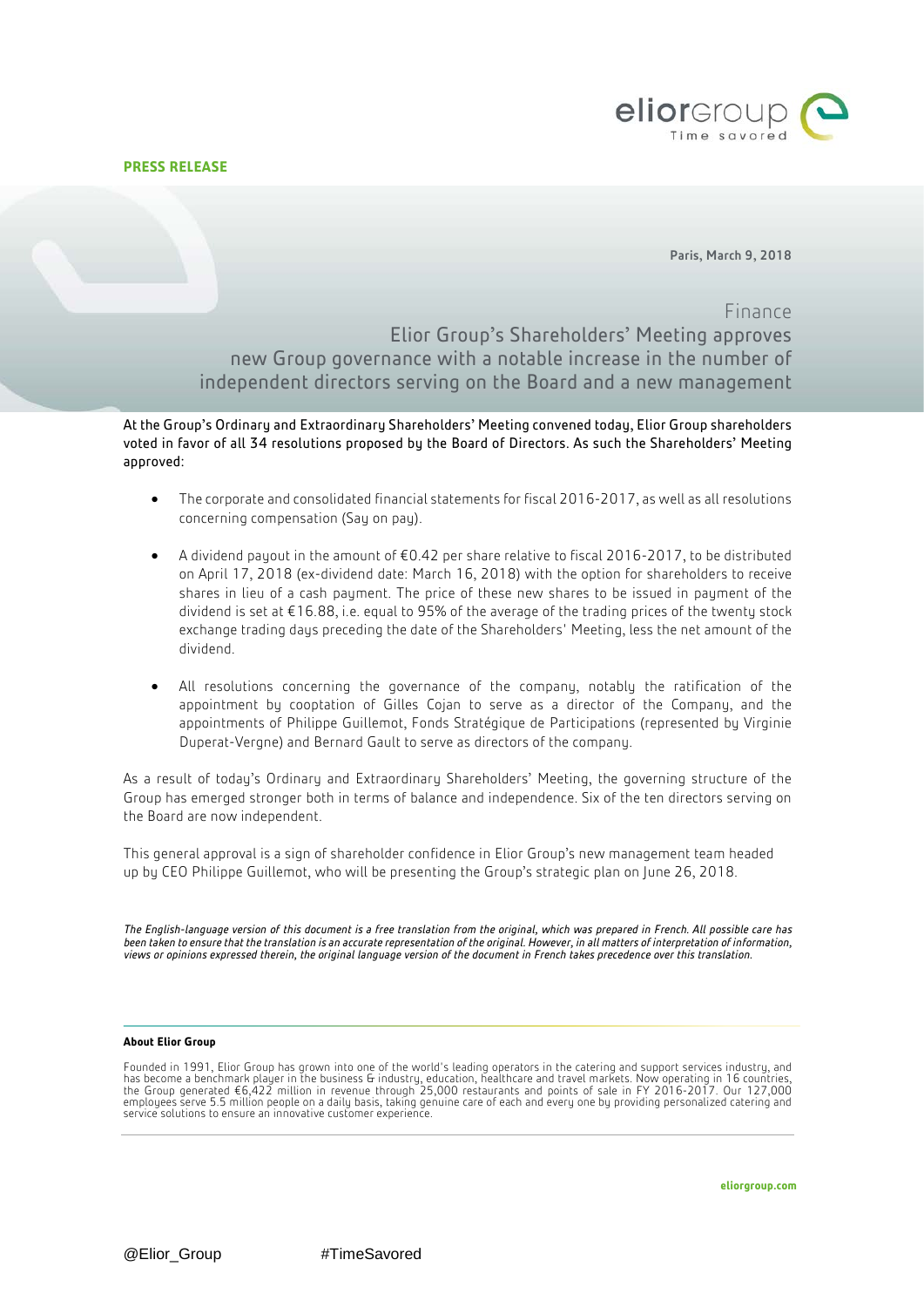**PRESS RELEASE**

Paris, March 9, 2018

Finance

# Elior Group's Shareholders' Meeting approves new Group governance with a notable increase in the number of independent directors serving on the Board and a new management

At the Group's Ordinary and Extraordinary Shareholders' Meeting convened today, Elior Group shareholders voted in favor of all 34 resolutions proposed by the Board of Directors. As such the Shareholders' Meeting approved:

- The corporate and consolidated financial statements for fiscal 2016-2017, as well as all resolutions concerning compensation (Say on pay).
- A dividend payout in the amount of €0.42 per share relative to fiscal 2016-2017, to be distributed on April 17, 2018 (ex-dividend date: March 16, 2018) with the option for shareholders to receive shares in lieu of a cash payment. The price of these new shares to be issued in payment of the dividend is set at €16.88, i.e. equal to 95% of the average of the trading prices of the twenty stock exchange trading days preceding the date of the Shareholders' Meeting, less the net amount of the dividend.
- All resolutions concerning the governance of the company, notably the ratification of the appointment by cooptation of Gilles Cojan to serve as a director of the Company, and the appointments of Philippe Guillemot, Fonds Stratégique de Participations (represented by Virginie Duperat-Vergne) and Bernard Gault to serve as directors of the company.

As a result of today's Ordinary and Extraordinary Shareholders' Meeting, the governing structure of the Group has emerged stronger both in terms of balance and independence. Six of the ten directors serving on the Board are now independent.

This general approval is a sign of shareholder confidence in Elior Group's new management team headed up by CEO Philippe Guillemot, who will be presenting the Group's strategic plan on June 26, 2018.

*The English-language version of this document is a free translation from the original, which was prepared in French. All possible care has been taken to ensure that the translation is an accurate representation of the original. However, in all matters of interpretation of information, views or opinions expressed therein, the original language version of the document in French takes precedence over this translation.*

---

**About Elior Group**

Founded in 1991, Elior Group has grown into one of the world's leading operators in the catering and support services industry, and has become a benchmark player in the business & industry, education, healthcare and travel markets. Now operating in 16 countries, the Group generated €6,422 million in revenue through 25,000 restaurants and points of sale in FY 2016-2017. Our 127,000 employees serve 5.5 million people on a daily basis, taking genuine care of each and every one by providing personalized catering and service solutions to ensure an innovative customer experience.

---

eliorgroup.com

@Elior_Group #TimeSavored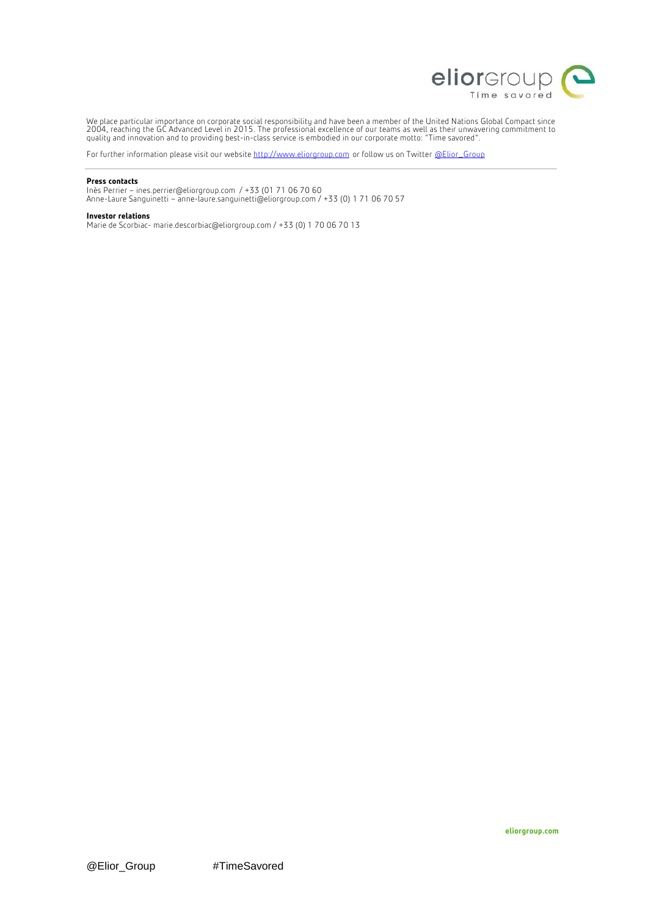We place particular importance on corporate social responsibility and have been a member of the United Nations Global Compact since 2004, reaching the GC Advanced Level in 2015. The professional excellence of our teams as well as their unwavering commitment to quality and innovation and to providing best-in-class service is embodied in our corporate motto: "Time savored".

For further information please visit our website http://www.eliorgroup.com or follow us on Twitter @Elior_Group

---

**Press contacts**
Inès Perrier – ines.perrier@eliorgroup.com / +33 (01 71 06 70 60
Anne-Laure Sanguinetti – anne-laure.sanguinetti@eliorgroup.com / +33 (0) 1 71 06 70 57

**Investor relations**
Marie de Scorbiac- marie.descorbiac@eliorgroup.com / +33 (0) 1 70 06 70 13

eliorgroup.com

@Elior_Group #TimeSavored